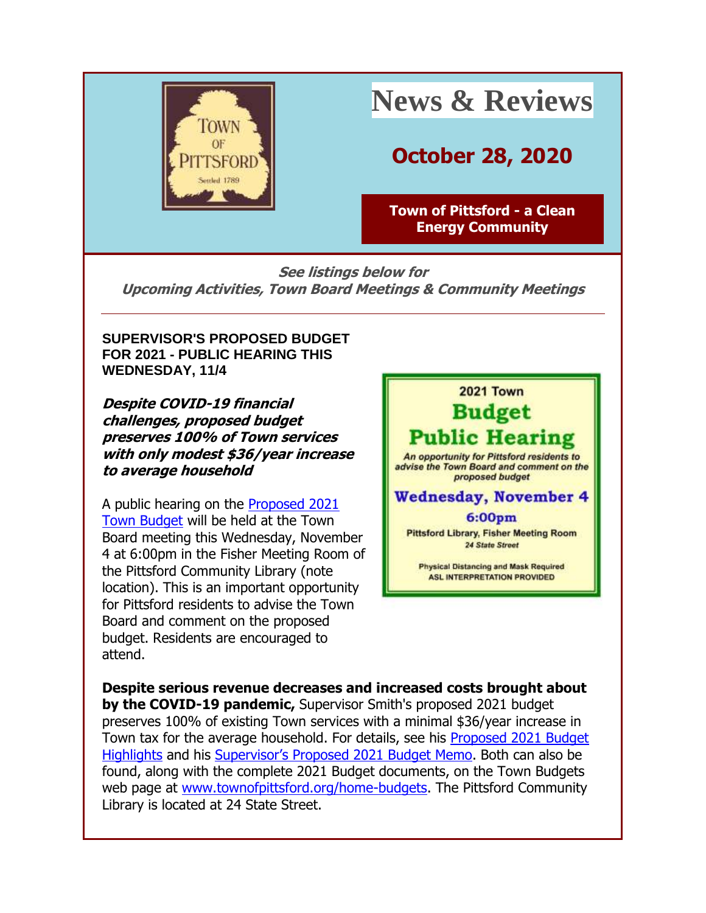TOWN OF PITTSFORD
Settled 1789

# News & Reviews

## October 28, 2020

**Town of Pittsford - a Clean Energy Community**

***See listings below for Upcoming Activities, Town Board Meetings & Community Meetings***

---

### SUPERVISOR'S PROPOSED BUDGET FOR 2021 - PUBLIC HEARING THIS WEDNESDAY, 11/4

***Despite COVID-19 financial challenges, proposed budget preserves 100% of Town services with only modest $36/year increase to average household***

A public hearing on the Proposed 2021 Town Budget will be held at the Town Board meeting this Wednesday, November 4 at 6:00pm in the Fisher Meeting Room of the Pittsford Community Library (note location). This is an important opportunity for Pittsford residents to advise the Town Board and comment on the proposed budget. Residents are encouraged to attend.

2021 Town
**Budget Public Hearing**
*An opportunity for Pittsford residents to advise the Town Board and comment on the proposed budget*
**Wednesday, November 4**
**6:00pm**
Pittsford Library, Fisher Meeting Room
*24 State Street*
Physical Distancing and Mask Required
ASL INTERPRETATION PROVIDED

**Despite serious revenue decreases and increased costs brought about by the COVID-19 pandemic,** Supervisor Smith's proposed 2021 budget preserves 100% of existing Town services with a minimal $36/year increase in Town tax for the average household. For details, see his Proposed 2021 Budget Highlights and his Supervisor's Proposed 2021 Budget Memo. Both can also be found, along with the complete 2021 Budget documents, on the Town Budgets web page at www.townofpittsford.org/home-budgets. The Pittsford Community Library is located at 24 State Street.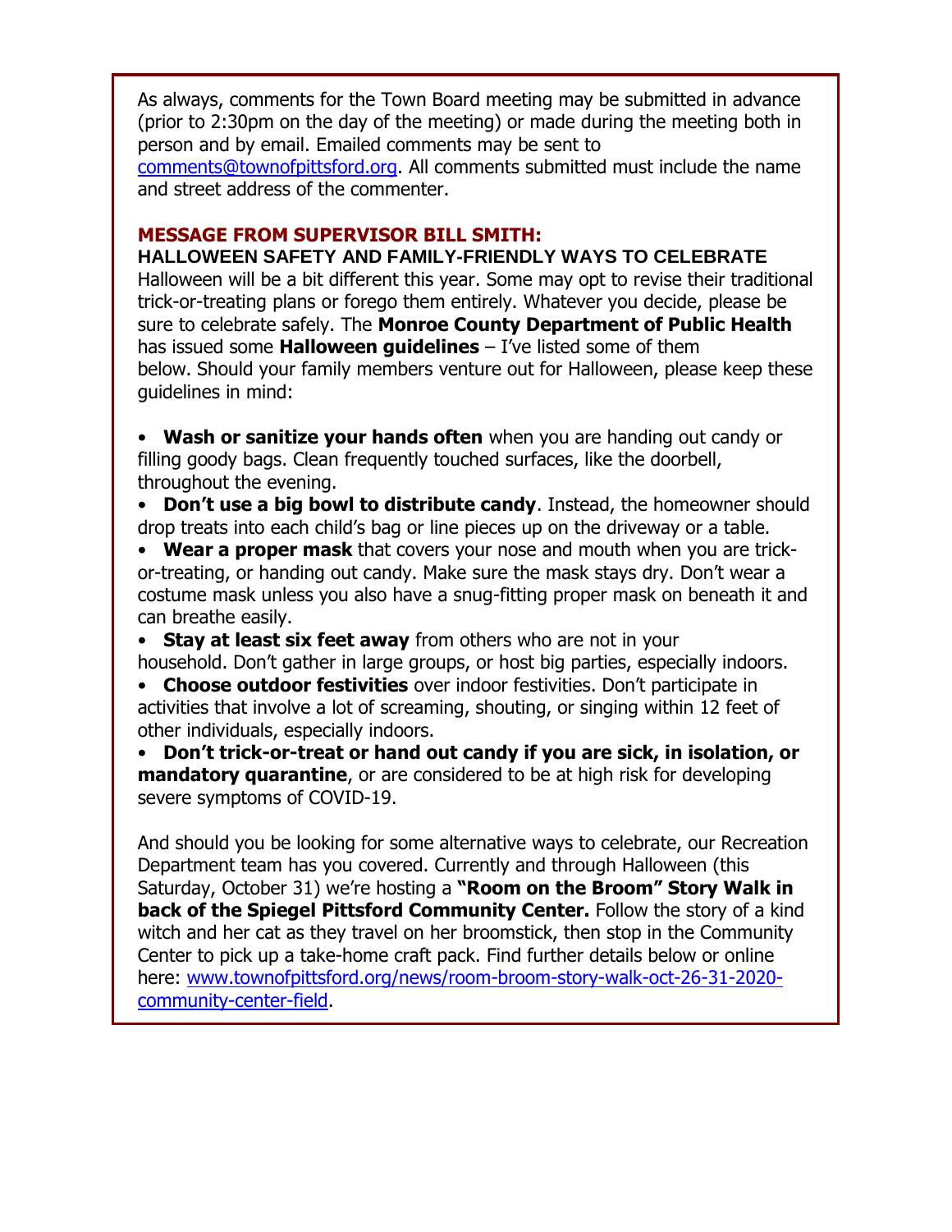As always, comments for the Town Board meeting may be submitted in advance (prior to 2:30pm on the day of the meeting) or made during the meeting both in person and by email. Emailed comments may be sent to comments@townofpittsford.org. All comments submitted must include the name and street address of the commenter.

## MESSAGE FROM SUPERVISOR BILL SMITH:

### HALLOWEEN SAFETY AND FAMILY-FRIENDLY WAYS TO CELEBRATE

Halloween will be a bit different this year. Some may opt to revise their traditional trick-or-treating plans or forego them entirely. Whatever you decide, please be sure to celebrate safely. The **Monroe County Department of Public Health** has issued some **Halloween guidelines** – I've listed some of them below. Should your family members venture out for Halloween, please keep these guidelines in mind:

- **Wash or sanitize your hands often** when you are handing out candy or filling goody bags. Clean frequently touched surfaces, like the doorbell, throughout the evening.
- **Don't use a big bowl to distribute candy**. Instead, the homeowner should drop treats into each child's bag or line pieces up on the driveway or a table.
- **Wear a proper mask** that covers your nose and mouth when you are trick-or-treating, or handing out candy. Make sure the mask stays dry. Don't wear a costume mask unless you also have a snug-fitting proper mask on beneath it and can breathe easily.
- **Stay at least six feet away** from others who are not in your household. Don't gather in large groups, or host big parties, especially indoors.
- **Choose outdoor festivities** over indoor festivities. Don't participate in activities that involve a lot of screaming, shouting, or singing within 12 feet of other individuals, especially indoors.
- **Don't trick-or-treat or hand out candy if you are sick, in isolation, or mandatory quarantine**, or are considered to be at high risk for developing severe symptoms of COVID-19.

And should you be looking for some alternative ways to celebrate, our Recreation Department team has you covered. Currently and through Halloween (this Saturday, October 31) we're hosting a **"Room on the Broom" Story Walk in back of the Spiegel Pittsford Community Center.** Follow the story of a kind witch and her cat as they travel on her broomstick, then stop in the Community Center to pick up a take-home craft pack. Find further details below or online here: www.townofpittsford.org/news/room-broom-story-walk-oct-26-31-2020-community-center-field.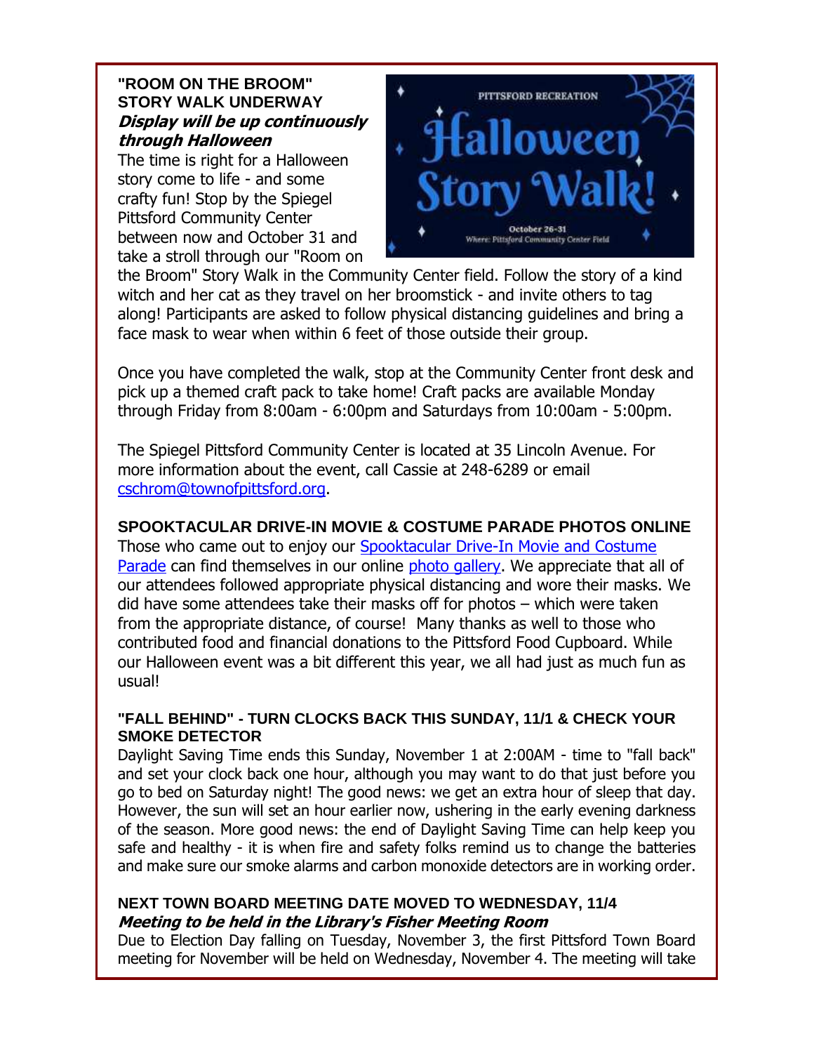**"ROOM ON THE BROOM" STORY WALK UNDERWAY**
***Display will be up continuously through Halloween***

The time is right for a Halloween story come to life - and some crafty fun! Stop by the Spiegel Pittsford Community Center between now and October 31 and take a stroll through our "Room on the Broom" Story Walk in the Community Center field. Follow the story of a kind witch and her cat as they travel on her broomstick - and invite others to tag along! Participants are asked to follow physical distancing guidelines and bring a face mask to wear when within 6 feet of those outside their group.

Once you have completed the walk, stop at the Community Center front desk and pick up a themed craft pack to take home! Craft packs are available Monday through Friday from 8:00am - 6:00pm and Saturdays from 10:00am - 5:00pm.

The Spiegel Pittsford Community Center is located at 35 Lincoln Avenue. For more information about the event, call Cassie at 248-6289 or email cschrom@townofpittsford.org.

**SPOOKTACULAR DRIVE-IN MOVIE & COSTUME PARADE PHOTOS ONLINE**

Those who came out to enjoy our Spooktacular Drive-In Movie and Costume Parade can find themselves in our online photo gallery. We appreciate that all of our attendees followed appropriate physical distancing and wore their masks. We did have some attendees take their masks off for photos – which were taken from the appropriate distance, of course! Many thanks as well to those who contributed food and financial donations to the Pittsford Food Cupboard. While our Halloween event was a bit different this year, we all had just as much fun as usual!

**"FALL BEHIND" - TURN CLOCKS BACK THIS SUNDAY, 11/1 & CHECK YOUR SMOKE DETECTOR**

Daylight Saving Time ends this Sunday, November 1 at 2:00AM - time to "fall back" and set your clock back one hour, although you may want to do that just before you go to bed on Saturday night! The good news: we get an extra hour of sleep that day. However, the sun will set an hour earlier now, ushering in the early evening darkness of the season. More good news: the end of Daylight Saving Time can help keep you safe and healthy - it is when fire and safety folks remind us to change the batteries and make sure our smoke alarms and carbon monoxide detectors are in working order.

**NEXT TOWN BOARD MEETING DATE MOVED TO WEDNESDAY, 11/4**
***Meeting to be held in the Library's Fisher Meeting Room***

Due to Election Day falling on Tuesday, November 3, the first Pittsford Town Board meeting for November will be held on Wednesday, November 4. The meeting will take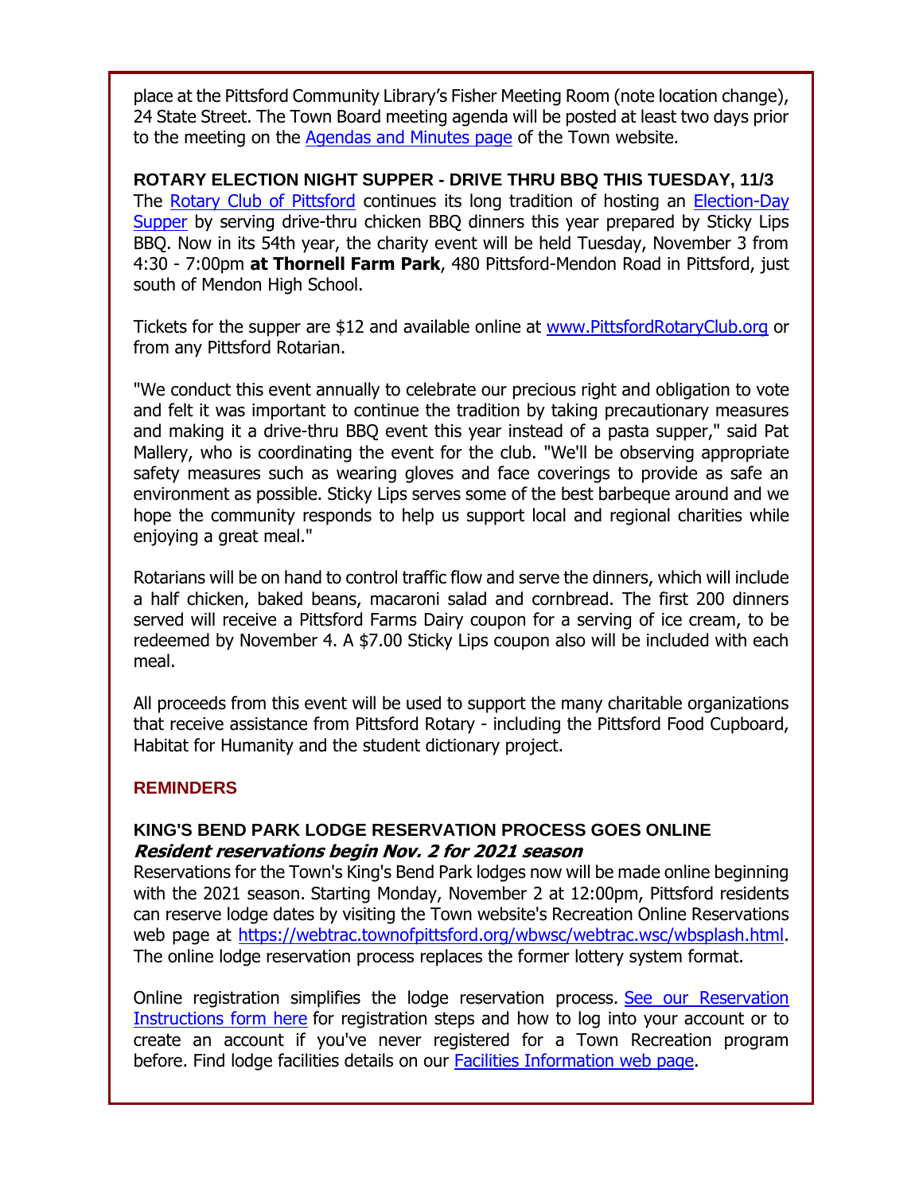place at the Pittsford Community Library's Fisher Meeting Room (note location change), 24 State Street. The Town Board meeting agenda will be posted at least two days prior to the meeting on the Agendas and Minutes page of the Town website.

### ROTARY ELECTION NIGHT SUPPER - DRIVE THRU BBQ THIS TUESDAY, 11/3

The Rotary Club of Pittsford continues its long tradition of hosting an Election-Day Supper by serving drive-thru chicken BBQ dinners this year prepared by Sticky Lips BBQ. Now in its 54th year, the charity event will be held Tuesday, November 3 from 4:30 - 7:00pm **at Thornell Farm Park**, 480 Pittsford-Mendon Road in Pittsford, just south of Mendon High School.

Tickets for the supper are $12 and available online at www.PittsfordRotaryClub.org or from any Pittsford Rotarian.

"We conduct this event annually to celebrate our precious right and obligation to vote and felt it was important to continue the tradition by taking precautionary measures and making it a drive-thru BBQ event this year instead of a pasta supper," said Pat Mallery, who is coordinating the event for the club. "We'll be observing appropriate safety measures such as wearing gloves and face coverings to provide as safe an environment as possible. Sticky Lips serves some of the best barbeque around and we hope the community responds to help us support local and regional charities while enjoying a great meal."

Rotarians will be on hand to control traffic flow and serve the dinners, which will include a half chicken, baked beans, macaroni salad and cornbread. The first 200 dinners served will receive a Pittsford Farms Dairy coupon for a serving of ice cream, to be redeemed by November 4. A $7.00 Sticky Lips coupon also will be included with each meal.

All proceeds from this event will be used to support the many charitable organizations that receive assistance from Pittsford Rotary - including the Pittsford Food Cupboard, Habitat for Humanity and the student dictionary project.

## REMINDERS

### KING'S BEND PARK LODGE RESERVATION PROCESS GOES ONLINE

***Resident reservations begin Nov. 2 for 2021 season***

Reservations for the Town's King's Bend Park lodges now will be made online beginning with the 2021 season. Starting Monday, November 2 at 12:00pm, Pittsford residents can reserve lodge dates by visiting the Town website's Recreation Online Reservations web page at https://webtrac.townofpittsford.org/wbwsc/webtrac.wsc/wbsplash.html. The online lodge reservation process replaces the former lottery system format.

Online registration simplifies the lodge reservation process. See our Reservation Instructions form here for registration steps and how to log into your account or to create an account if you've never registered for a Town Recreation program before. Find lodge facilities details on our Facilities Information web page.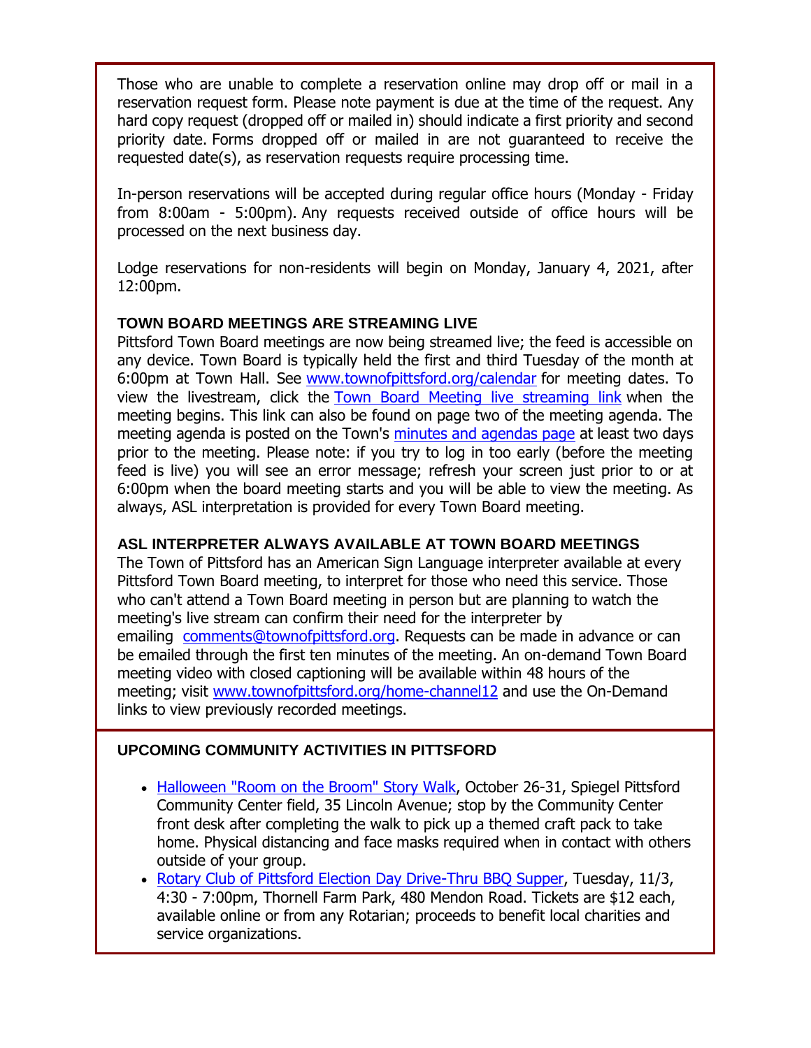Those who are unable to complete a reservation online may drop off or mail in a reservation request form. Please note payment is due at the time of the request. Any hard copy request (dropped off or mailed in) should indicate a first priority and second priority date. Forms dropped off or mailed in are not guaranteed to receive the requested date(s), as reservation requests require processing time.

In-person reservations will be accepted during regular office hours (Monday - Friday from 8:00am - 5:00pm). Any requests received outside of office hours will be processed on the next business day.

Lodge reservations for non-residents will begin on Monday, January 4, 2021, after 12:00pm.

### TOWN BOARD MEETINGS ARE STREAMING LIVE

Pittsford Town Board meetings are now being streamed live; the feed is accessible on any device. Town Board is typically held the first and third Tuesday of the month at 6:00pm at Town Hall. See www.townofpittsford.org/calendar for meeting dates. To view the livestream, click the Town Board Meeting live streaming link when the meeting begins. This link can also be found on page two of the meeting agenda. The meeting agenda is posted on the Town's minutes and agendas page at least two days prior to the meeting. Please note: if you try to log in too early (before the meeting feed is live) you will see an error message; refresh your screen just prior to or at 6:00pm when the board meeting starts and you will be able to view the meeting. As always, ASL interpretation is provided for every Town Board meeting.

### ASL INTERPRETER ALWAYS AVAILABLE AT TOWN BOARD MEETINGS

The Town of Pittsford has an American Sign Language interpreter available at every Pittsford Town Board meeting, to interpret for those who need this service. Those who can't attend a Town Board meeting in person but are planning to watch the meeting's live stream can confirm their need for the interpreter by emailing comments@townofpittsford.org. Requests can be made in advance or can be emailed through the first ten minutes of the meeting. An on-demand Town Board meeting video with closed captioning will be available within 48 hours of the meeting; visit www.townofpittsford.org/home-channel12 and use the On-Demand links to view previously recorded meetings.

### UPCOMING COMMUNITY ACTIVITIES IN PITTSFORD

- Halloween "Room on the Broom" Story Walk, October 26-31, Spiegel Pittsford Community Center field, 35 Lincoln Avenue; stop by the Community Center front desk after completing the walk to pick up a themed craft pack to take home. Physical distancing and face masks required when in contact with others outside of your group.
- Rotary Club of Pittsford Election Day Drive-Thru BBQ Supper, Tuesday, 11/3, 4:30 - 7:00pm, Thornell Farm Park, 480 Mendon Road. Tickets are $12 each, available online or from any Rotarian; proceeds to benefit local charities and service organizations.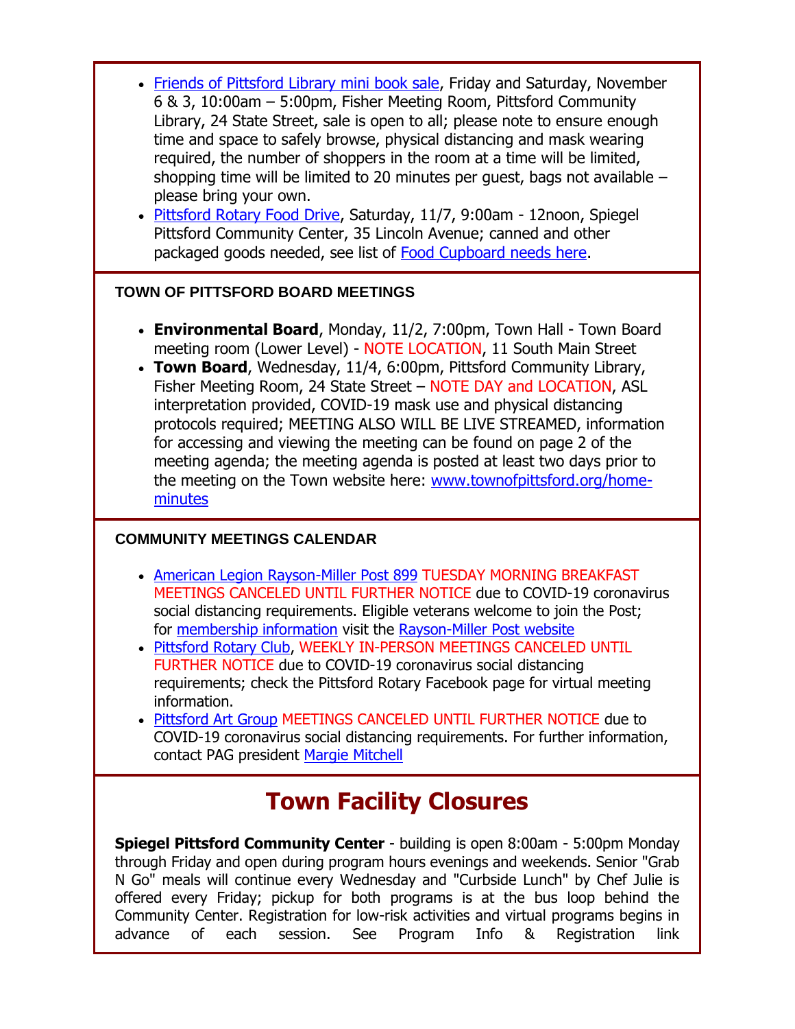- Friends of Pittsford Library mini book sale, Friday and Saturday, November 6 & 3, 10:00am – 5:00pm, Fisher Meeting Room, Pittsford Community Library, 24 State Street, sale is open to all; please note to ensure enough time and space to safely browse, physical distancing and mask wearing required, the number of shoppers in the room at a time will be limited, shopping time will be limited to 20 minutes per guest, bags not available – please bring your own.
- Pittsford Rotary Food Drive, Saturday, 11/7, 9:00am - 12noon, Spiegel Pittsford Community Center, 35 Lincoln Avenue; canned and other packaged goods needed, see list of Food Cupboard needs here.

### TOWN OF PITTSFORD BOARD MEETINGS

- **Environmental Board**, Monday, 11/2, 7:00pm, Town Hall - Town Board meeting room (Lower Level) - NOTE LOCATION, 11 South Main Street
- **Town Board**, Wednesday, 11/4, 6:00pm, Pittsford Community Library, Fisher Meeting Room, 24 State Street – NOTE DAY and LOCATION, ASL interpretation provided, COVID-19 mask use and physical distancing protocols required; MEETING ALSO WILL BE LIVE STREAMED, information for accessing and viewing the meeting can be found on page 2 of the meeting agenda; the meeting agenda is posted at least two days prior to the meeting on the Town website here: www.townofpittsford.org/home-minutes

### COMMUNITY MEETINGS CALENDAR

- American Legion Rayson-Miller Post 899 TUESDAY MORNING BREAKFAST MEETINGS CANCELED UNTIL FURTHER NOTICE due to COVID-19 coronavirus social distancing requirements. Eligible veterans welcome to join the Post; for membership information visit the Rayson-Miller Post website
- Pittsford Rotary Club, WEEKLY IN-PERSON MEETINGS CANCELED UNTIL FURTHER NOTICE due to COVID-19 coronavirus social distancing requirements; check the Pittsford Rotary Facebook page for virtual meeting information.
- Pittsford Art Group MEETINGS CANCELED UNTIL FURTHER NOTICE due to COVID-19 coronavirus social distancing requirements. For further information, contact PAG president Margie Mitchell

## Town Facility Closures

**Spiegel Pittsford Community Center** - building is open 8:00am - 5:00pm Monday through Friday and open during program hours evenings and weekends. Senior "Grab N Go" meals will continue every Wednesday and "Curbside Lunch" by Chef Julie is offered every Friday; pickup for both programs is at the bus loop behind the Community Center. Registration for low-risk activities and virtual programs begins in advance of each session. See Program Info & Registration link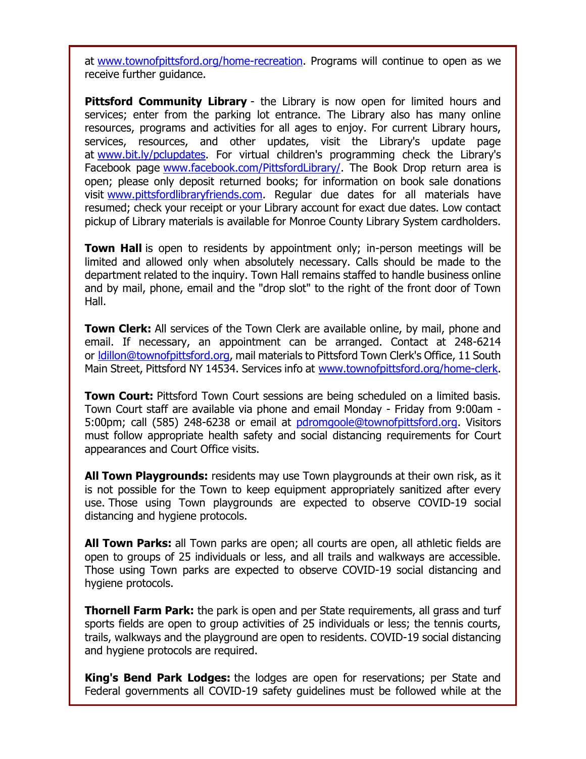at www.townofpittsford.org/home-recreation. Programs will continue to open as we receive further guidance.

**Pittsford Community Library** - the Library is now open for limited hours and services; enter from the parking lot entrance. The Library also has many online resources, programs and activities for all ages to enjoy. For current Library hours, services, resources, and other updates, visit the Library's update page at www.bit.ly/pclupdates. For virtual children's programming check the Library's Facebook page www.facebook.com/PittsfordLibrary/. The Book Drop return area is open; please only deposit returned books; for information on book sale donations visit www.pittsfordlibraryfriends.com. Regular due dates for all materials have resumed; check your receipt or your Library account for exact due dates. Low contact pickup of Library materials is available for Monroe County Library System cardholders.

**Town Hall** is open to residents by appointment only; in-person meetings will be limited and allowed only when absolutely necessary. Calls should be made to the department related to the inquiry. Town Hall remains staffed to handle business online and by mail, phone, email and the "drop slot" to the right of the front door of Town Hall.

**Town Clerk:** All services of the Town Clerk are available online, by mail, phone and email. If necessary, an appointment can be arranged. Contact at 248-6214 or ldillon@townofpittsford.org, mail materials to Pittsford Town Clerk's Office, 11 South Main Street, Pittsford NY 14534. Services info at www.townofpittsford.org/home-clerk.

**Town Court:** Pittsford Town Court sessions are being scheduled on a limited basis. Town Court staff are available via phone and email Monday - Friday from 9:00am - 5:00pm; call (585) 248-6238 or email at pdromgoole@townofpittsford.org. Visitors must follow appropriate health safety and social distancing requirements for Court appearances and Court Office visits.

**All Town Playgrounds:** residents may use Town playgrounds at their own risk, as it is not possible for the Town to keep equipment appropriately sanitized after every use. Those using Town playgrounds are expected to observe COVID-19 social distancing and hygiene protocols.

**All Town Parks:** all Town parks are open; all courts are open, all athletic fields are open to groups of 25 individuals or less, and all trails and walkways are accessible. Those using Town parks are expected to observe COVID-19 social distancing and hygiene protocols.

**Thornell Farm Park:** the park is open and per State requirements, all grass and turf sports fields are open to group activities of 25 individuals or less; the tennis courts, trails, walkways and the playground are open to residents. COVID-19 social distancing and hygiene protocols are required.

**King's Bend Park Lodges:** the lodges are open for reservations; per State and Federal governments all COVID-19 safety guidelines must be followed while at the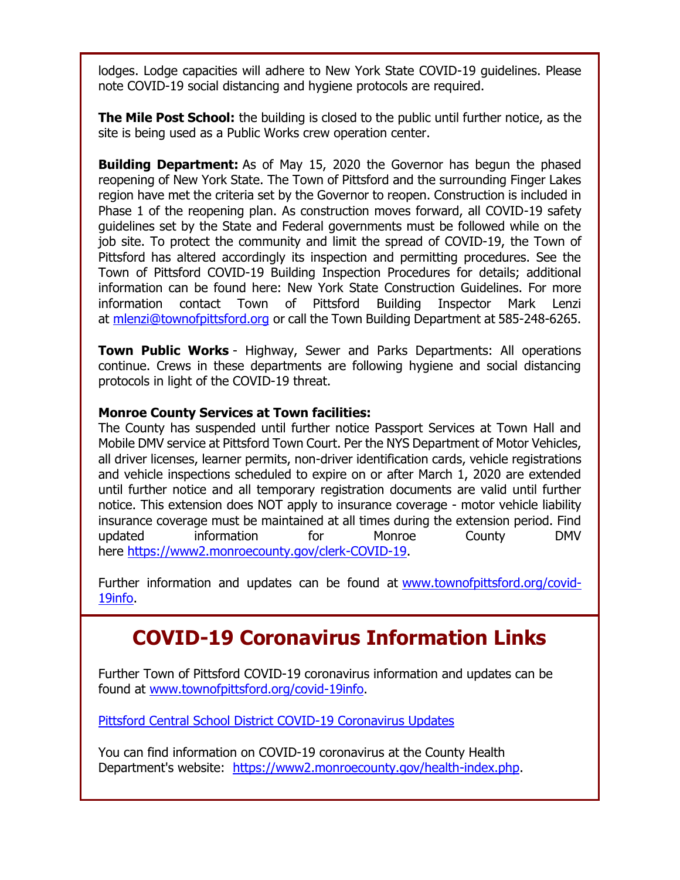lodges. Lodge capacities will adhere to New York State COVID-19 guidelines. Please note COVID-19 social distancing and hygiene protocols are required.

**The Mile Post School:** the building is closed to the public until further notice, as the site is being used as a Public Works crew operation center.

**Building Department:** As of May 15, 2020 the Governor has begun the phased reopening of New York State. The Town of Pittsford and the surrounding Finger Lakes region have met the criteria set by the Governor to reopen. Construction is included in Phase 1 of the reopening plan. As construction moves forward, all COVID-19 safety guidelines set by the State and Federal governments must be followed while on the job site. To protect the community and limit the spread of COVID-19, the Town of Pittsford has altered accordingly its inspection and permitting procedures. See the Town of Pittsford COVID-19 Building Inspection Procedures for details; additional information can be found here: New York State Construction Guidelines. For more information contact Town of Pittsford Building Inspector Mark Lenzi at mlenzi@townofpittsford.org or call the Town Building Department at 585-248-6265.

**Town Public Works** - Highway, Sewer and Parks Departments: All operations continue. Crews in these departments are following hygiene and social distancing protocols in light of the COVID-19 threat.

**Monroe County Services at Town facilities:**
The County has suspended until further notice Passport Services at Town Hall and Mobile DMV service at Pittsford Town Court. Per the NYS Department of Motor Vehicles, all driver licenses, learner permits, non-driver identification cards, vehicle registrations and vehicle inspections scheduled to expire on or after March 1, 2020 are extended until further notice and all temporary registration documents are valid until further notice. This extension does NOT apply to insurance coverage - motor vehicle liability insurance coverage must be maintained at all times during the extension period. Find updated information for Monroe County DMV here https://www2.monroecounty.gov/clerk-COVID-19.

Further information and updates can be found at www.townofpittsford.org/covid-19info.

## COVID-19 Coronavirus Information Links

Further Town of Pittsford COVID-19 coronavirus information and updates can be found at www.townofpittsford.org/covid-19info.

Pittsford Central School District COVID-19 Coronavirus Updates

You can find information on COVID-19 coronavirus at the County Health Department's website: https://www2.monroecounty.gov/health-index.php.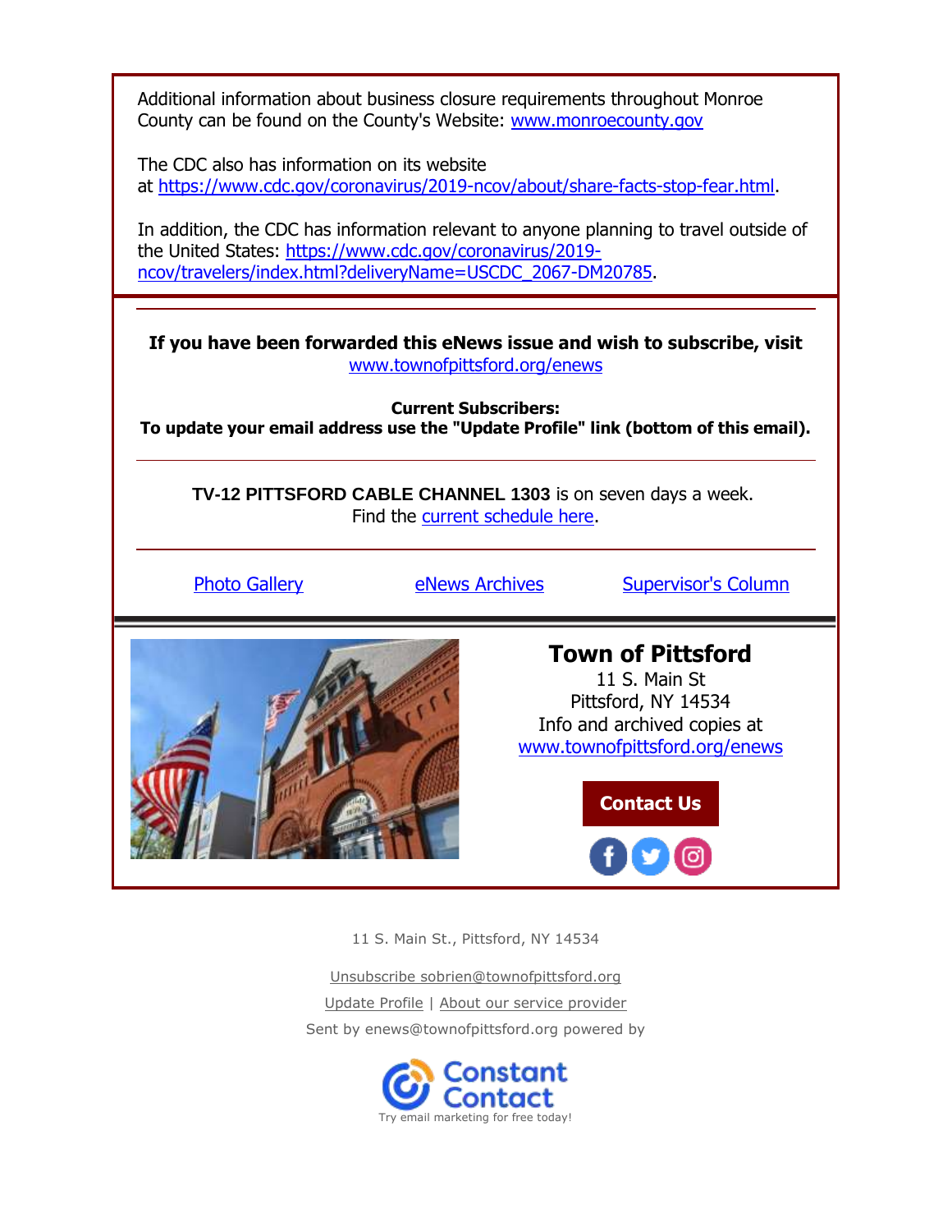Additional information about business closure requirements throughout Monroe County can be found on the County's Website: www.monroecounty.gov

The CDC also has information on its website at https://www.cdc.gov/coronavirus/2019-ncov/about/share-facts-stop-fear.html.

In addition, the CDC has information relevant to anyone planning to travel outside of the United States: https://www.cdc.gov/coronavirus/2019-ncov/travelers/index.html?deliveryName=USCDC_2067-DM20785.

---

**If you have been forwarded this eNews issue and wish to subscribe, visit** www.townofpittsford.org/enews

**Current Subscribers:**
**To update your email address use the "Update Profile" link (bottom of this email).**

---

**TV-12 PITTSFORD CABLE CHANNEL 1303** is on seven days a week.
Find the current schedule here.

---

Photo Gallery | eNews Archives | Supervisor's Column

---

## Town of Pittsford

11 S. Main St
Pittsford, NY 14534
Info and archived copies at
www.townofpittsford.org/enews

**Contact Us**

11 S. Main St., Pittsford, NY 14534

Unsubscribe sobrien@townofpittsford.org

Update Profile | About our service provider

Sent by enews@townofpittsford.org powered by

Constant Contact

Try email marketing for free today!